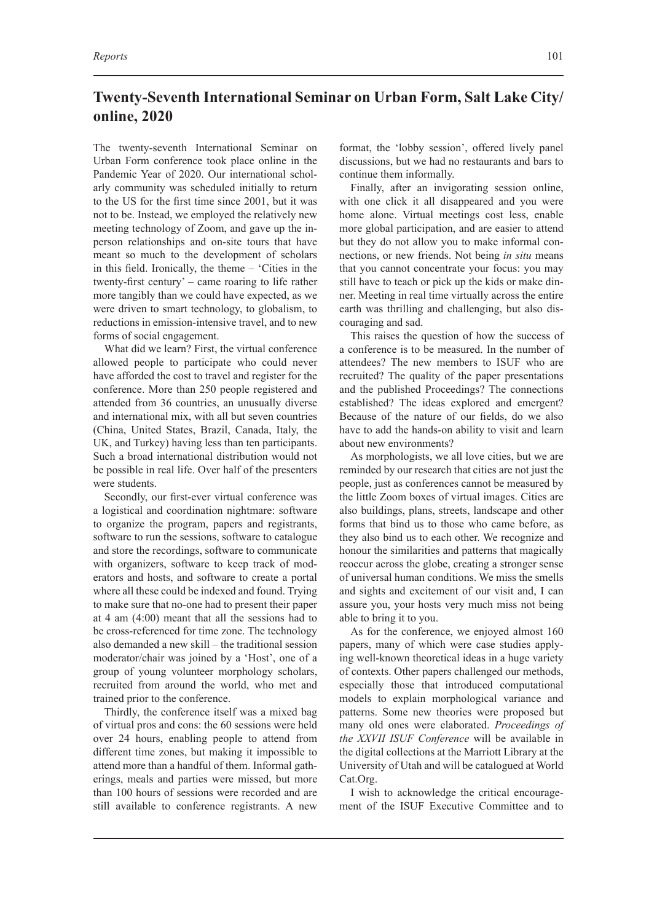# Twenty-Seventh International Seminar on Urban Form, Salt Lake City/ online, 2020

The twenty-seventh International Seminar on Urban Form conference took place online in the Pandemic Year of 2020. Our international scholarly community was scheduled initially to return to the US for the first time since 2001, but it was not to be. Instead, we employed the relatively new meeting technology of Zoom, and gave up the in-person relationships and on-site tours that have meant so much to the development of scholars in this field. Ironically, the theme – 'Cities in the twenty-first century' – came roaring to life rather more tangibly than we could have expected, as we were driven to smart technology, to globalism, to reductions in emission-intensive travel, and to new forms of social engagement.

What did we learn? First, the virtual conference allowed people to participate who could never have afforded the cost to travel and register for the conference. More than 250 people registered and attended from 36 countries, an unusually diverse and international mix, with all but seven countries (China, United States, Brazil, Canada, Italy, the UK, and Turkey) having less than ten participants. Such a broad international distribution would not be possible in real life. Over half of the presenters were students.

Secondly, our first-ever virtual conference was a logistical and coordination nightmare: software to organize the program, papers and registrants, software to run the sessions, software to catalogue and store the recordings, software to communicate with organizers, software to keep track of moderators and hosts, and software to create a portal where all these could be indexed and found. Trying to make sure that no-one had to present their paper at 4 am (4:00) meant that all the sessions had to be cross-referenced for time zone. The technology also demanded a new skill – the traditional session moderator/chair was joined by a 'Host', one of a group of young volunteer morphology scholars, recruited from around the world, who met and trained prior to the conference.

Thirdly, the conference itself was a mixed bag of virtual pros and cons: the 60 sessions were held over 24 hours, enabling people to attend from different time zones, but making it impossible to attend more than a handful of them. Informal gatherings, meals and parties were missed, but more than 100 hours of sessions were recorded and are still available to conference registrants. A new format, the 'lobby session', offered lively panel discussions, but we had no restaurants and bars to continue them informally.

Finally, after an invigorating session online, with one click it all disappeared and you were home alone. Virtual meetings cost less, enable more global participation, and are easier to attend but they do not allow you to make informal connections, or new friends. Not being *in situ* means that you cannot concentrate your focus: you may still have to teach or pick up the kids or make dinner. Meeting in real time virtually across the entire earth was thrilling and challenging, but also discouraging and sad.

This raises the question of how the success of a conference is to be measured. In the number of attendees? The new members to ISUF who are recruited? The quality of the paper presentations and the published Proceedings? The connections established? The ideas explored and emergent? Because of the nature of our fields, do we also have to add the hands-on ability to visit and learn about new environments?

As morphologists, we all love cities, but we are reminded by our research that cities are not just the people, just as conferences cannot be measured by the little Zoom boxes of virtual images. Cities are also buildings, plans, streets, landscape and other forms that bind us to those who came before, as they also bind us to each other. We recognize and honour the similarities and patterns that magically reoccur across the globe, creating a stronger sense of universal human conditions. We miss the smells and sights and excitement of our visit and, I can assure you, your hosts very much miss not being able to bring it to you.

As for the conference, we enjoyed almost 160 papers, many of which were case studies applying well-known theoretical ideas in a huge variety of contexts. Other papers challenged our methods, especially those that introduced computational models to explain morphological variance and patterns. Some new theories were proposed but many old ones were elaborated. *Proceedings of the XXVII ISUF Conference* will be available in the digital collections at the Marriott Library at the University of Utah and will be catalogued at World Cat.Org.

I wish to acknowledge the critical encouragement of the ISUF Executive Committee and to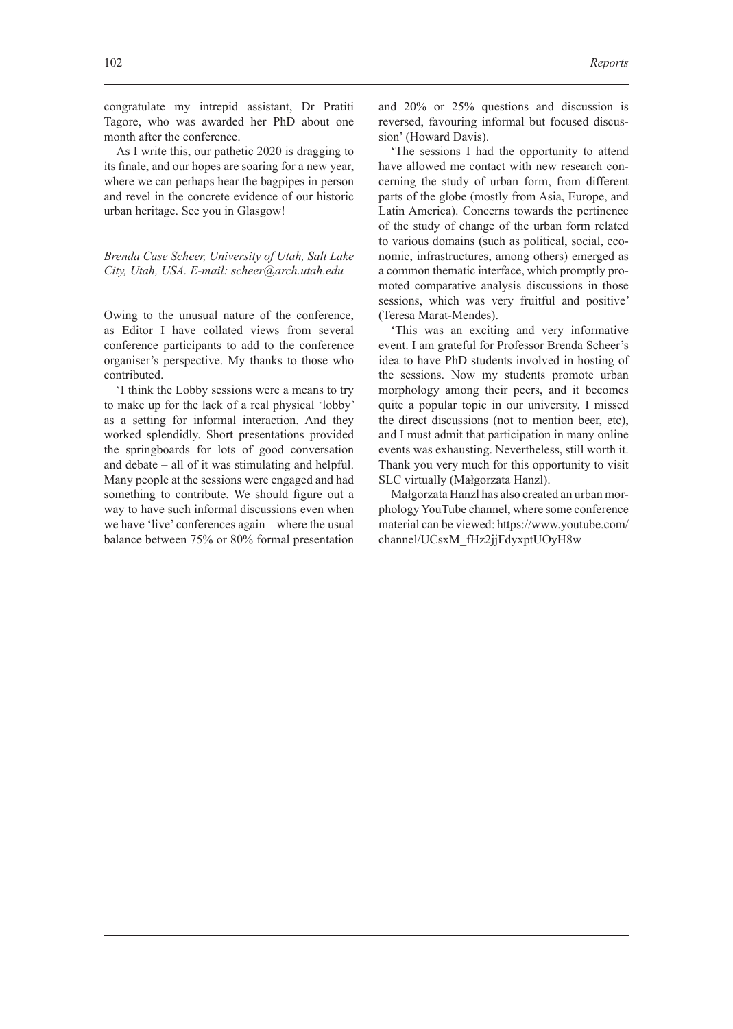congratulate my intrepid assistant, Dr Pratiti Tagore, who was awarded her PhD about one month after the conference.

As I write this, our pathetic 2020 is dragging to its finale, and our hopes are soaring for a new year, where we can perhaps hear the bagpipes in person and revel in the concrete evidence of our historic urban heritage. See you in Glasgow!

*Brenda Case Scheer, University of Utah, Salt Lake City, Utah, USA. E-mail: scheer@arch.utah.edu*

Owing to the unusual nature of the conference, as Editor I have collated views from several conference participants to add to the conference organiser's perspective. My thanks to those who contributed.

'I think the Lobby sessions were a means to try to make up for the lack of a real physical 'lobby' as a setting for informal interaction. And they worked splendidly. Short presentations provided the springboards for lots of good conversation and debate – all of it was stimulating and helpful. Many people at the sessions were engaged and had something to contribute. We should figure out a way to have such informal discussions even when we have 'live' conferences again – where the usual balance between 75% or 80% formal presentation and 20% or 25% questions and discussion is reversed, favouring informal but focused discussion' (Howard Davis).

'The sessions I had the opportunity to attend have allowed me contact with new research concerning the study of urban form, from different parts of the globe (mostly from Asia, Europe, and Latin America). Concerns towards the pertinence of the study of change of the urban form related to various domains (such as political, social, economic, infrastructures, among others) emerged as a common thematic interface, which promptly promoted comparative analysis discussions in those sessions, which was very fruitful and positive' (Teresa Marat-Mendes).

'This was an exciting and very informative event. I am grateful for Professor Brenda Scheer's idea to have PhD students involved in hosting of the sessions. Now my students promote urban morphology among their peers, and it becomes quite a popular topic in our university. I missed the direct discussions (not to mention beer, etc), and I must admit that participation in many online events was exhausting. Nevertheless, still worth it. Thank you very much for this opportunity to visit SLC virtually (Małgorzata Hanzl).

Małgorzata Hanzl has also created an urban morphology YouTube channel, where some conference material can be viewed: https://www.youtube.com/channel/UCsxM_fHz2jjFdyxptUOyH8w